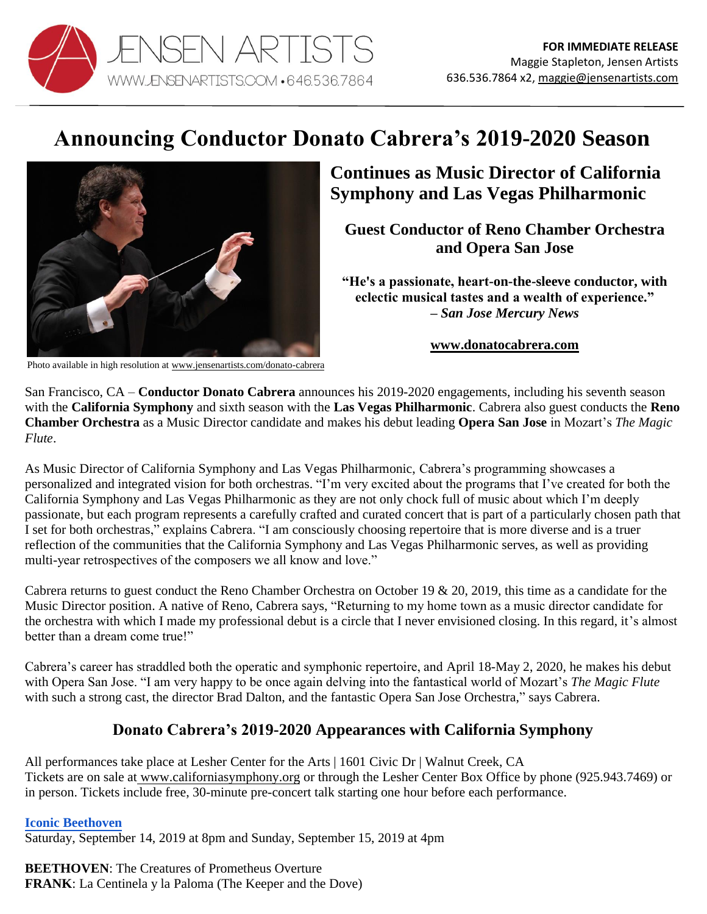JENSEN ARTISTS
WWW.JENSENARTISTS.COM • 646.536.7864

**FOR IMMEDIATE RELEASE**
Maggie Stapleton, Jensen Artists
636.536.7864 x2, maggie@jensenartists.com

# Announcing Conductor Donato Cabrera's 2019-2020 Season

## Continues as Music Director of California Symphony and Las Vegas Philharmonic

### Guest Conductor of Reno Chamber Orchestra and Opera San Jose

**"He's a passionate, heart-on-the-sleeve conductor, with eclectic musical tastes and a wealth of experience."**
***– San Jose Mercury News***

**www.donatocabrera.com**

Photo available in high resolution at www.jensenartists.com/donato-cabrera

San Francisco, CA – **Conductor Donato Cabrera** announces his 2019-2020 engagements, including his seventh season with the **California Symphony** and sixth season with the **Las Vegas Philharmonic**. Cabrera also guest conducts the **Reno Chamber Orchestra** as a Music Director candidate and makes his debut leading **Opera San Jose** in Mozart's *The Magic Flute*.

As Music Director of California Symphony and Las Vegas Philharmonic, Cabrera's programming showcases a personalized and integrated vision for both orchestras. "I'm very excited about the programs that I've created for both the California Symphony and Las Vegas Philharmonic as they are not only chock full of music about which I'm deeply passionate, but each program represents a carefully crafted and curated concert that is part of a particularly chosen path that I set for both orchestras," explains Cabrera. "I am consciously choosing repertoire that is more diverse and is a truer reflection of the communities that the California Symphony and Las Vegas Philharmonic serves, as well as providing multi-year retrospectives of the composers we all know and love."

Cabrera returns to guest conduct the Reno Chamber Orchestra on October 19 & 20, 2019, this time as a candidate for the Music Director position. A native of Reno, Cabrera says, "Returning to my home town as a music director candidate for the orchestra with which I made my professional debut is a circle that I never envisioned closing. In this regard, it's almost better than a dream come true!"

Cabrera's career has straddled both the operatic and symphonic repertoire, and April 18-May 2, 2020, he makes his debut with Opera San Jose. "I am very happy to be once again delving into the fantastical world of Mozart's *The Magic Flute* with such a strong cast, the director Brad Dalton, and the fantastic Opera San Jose Orchestra," says Cabrera.

## Donato Cabrera's 2019-2020 Appearances with California Symphony

All performances take place at Lesher Center for the Arts | 1601 Civic Dr | Walnut Creek, CA
Tickets are on sale at www.californiasymphony.org or through the Lesher Center Box Office by phone (925.943.7469) or in person. Tickets include free, 30-minute pre-concert talk starting one hour before each performance.

**Iconic Beethoven**
Saturday, September 14, 2019 at 8pm and Sunday, September 15, 2019 at 4pm

**BEETHOVEN**: The Creatures of Prometheus Overture
**FRANK**: La Centinela y la Paloma (The Keeper and the Dove)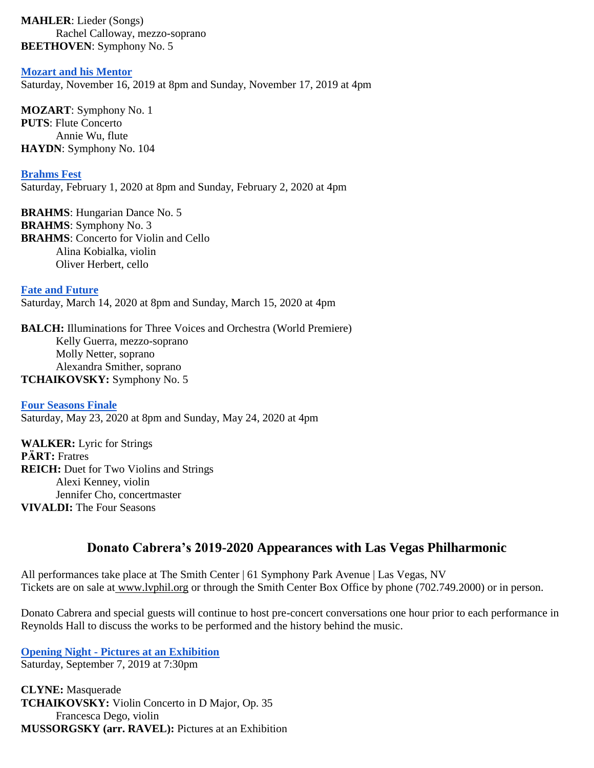**MAHLER**: Lieder (Songs)
Rachel Calloway, mezzo-soprano
**BEETHOVEN**: Symphony No. 5

**Mozart and his Mentor**
Saturday, November 16, 2019 at 8pm and Sunday, November 17, 2019 at 4pm

**MOZART**: Symphony No. 1
**PUTS**: Flute Concerto
Annie Wu, flute
**HAYDN**: Symphony No. 104

**Brahms Fest**
Saturday, February 1, 2020 at 8pm and Sunday, February 2, 2020 at 4pm

**BRAHMS**: Hungarian Dance No. 5
**BRAHMS**: Symphony No. 3
**BRAHMS**: Concerto for Violin and Cello
Alina Kobialka, violin
Oliver Herbert, cello

**Fate and Future**
Saturday, March 14, 2020 at 8pm and Sunday, March 15, 2020 at 4pm

**BALCH:** Illuminations for Three Voices and Orchestra (World Premiere)
Kelly Guerra, mezzo-soprano
Molly Netter, soprano
Alexandra Smither, soprano
**TCHAIKOVSKY:** Symphony No. 5

**Four Seasons Finale**
Saturday, May 23, 2020 at 8pm and Sunday, May 24, 2020 at 4pm

**WALKER:** Lyric for Strings
**PÄRT:** Fratres
**REICH:** Duet for Two Violins and Strings
Alexi Kenney, violin
Jennifer Cho, concertmaster
**VIVALDI:** The Four Seasons

## Donato Cabrera's 2019-2020 Appearances with Las Vegas Philharmonic

All performances take place at The Smith Center | 61 Symphony Park Avenue | Las Vegas, NV
Tickets are on sale at www.lvphil.org or through the Smith Center Box Office by phone (702.749.2000) or in person.

Donato Cabrera and special guests will continue to host pre-concert conversations one hour prior to each performance in Reynolds Hall to discuss the works to be performed and the history behind the music.

**Opening Night - Pictures at an Exhibition**
Saturday, September 7, 2019 at 7:30pm

**CLYNE:** Masquerade
**TCHAIKOVSKY:** Violin Concerto in D Major, Op. 35
Francesca Dego, violin
**MUSSORGSKY (arr. RAVEL):** Pictures at an Exhibition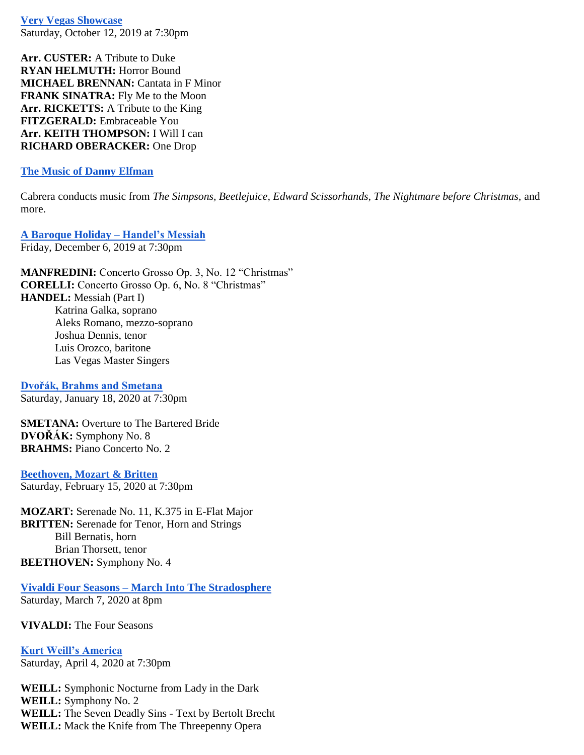**[Very Vegas Showcase]**
Saturday, October 12, 2019 at 7:30pm

**Arr. CUSTER:** A Tribute to Duke
**RYAN HELMUTH:** Horror Bound
**MICHAEL BRENNAN:** Cantata in F Minor
**FRANK SINATRA:** Fly Me to the Moon
**Arr. RICKETTS:** A Tribute to the King
**FITZGERALD:** Embraceable You
**Arr. KEITH THOMPSON:** I Will I can
**RICHARD OBERACKER:** One Drop

**[The Music of Danny Elfman]**

Cabrera conducts music from *The Simpsons, Beetlejuice, Edward Scissorhands, The Nightmare before Christmas,* and more.

**[A Baroque Holiday – Handel's Messiah]**
Friday, December 6, 2019 at 7:30pm

**MANFREDINI:** Concerto Grosso Op. 3, No. 12 "Christmas"
**CORELLI:** Concerto Grosso Op. 6, No. 8 "Christmas"
**HANDEL:** Messiah (Part I)
Katrina Galka, soprano
Aleks Romano, mezzo-soprano
Joshua Dennis, tenor
Luis Orozco, baritone
Las Vegas Master Singers

**[Dvořák, Brahms and Smetana]**
Saturday, January 18, 2020 at 7:30pm

**SMETANA:** Overture to The Bartered Bride
**DVOŘÁK:** Symphony No. 8
**BRAHMS:** Piano Concerto No. 2

**[Beethoven, Mozart & Britten]**
Saturday, February 15, 2020 at 7:30pm

**MOZART:** Serenade No. 11, K.375 in E-Flat Major
**BRITTEN:** Serenade for Tenor, Horn and Strings
Bill Bernatis, horn
Brian Thorsett, tenor
**BEETHOVEN:** Symphony No. 4

**[Vivaldi Four Seasons – March Into The Stradosphere]**
Saturday, March 7, 2020 at 8pm

**VIVALDI:** The Four Seasons

**[Kurt Weill's America]**
Saturday, April 4, 2020 at 7:30pm

**WEILL:** Symphonic Nocturne from Lady in the Dark
**WEILL:** Symphony No. 2
**WEILL:** The Seven Deadly Sins - Text by Bertolt Brecht
**WEILL:** Mack the Knife from The Threepenny Opera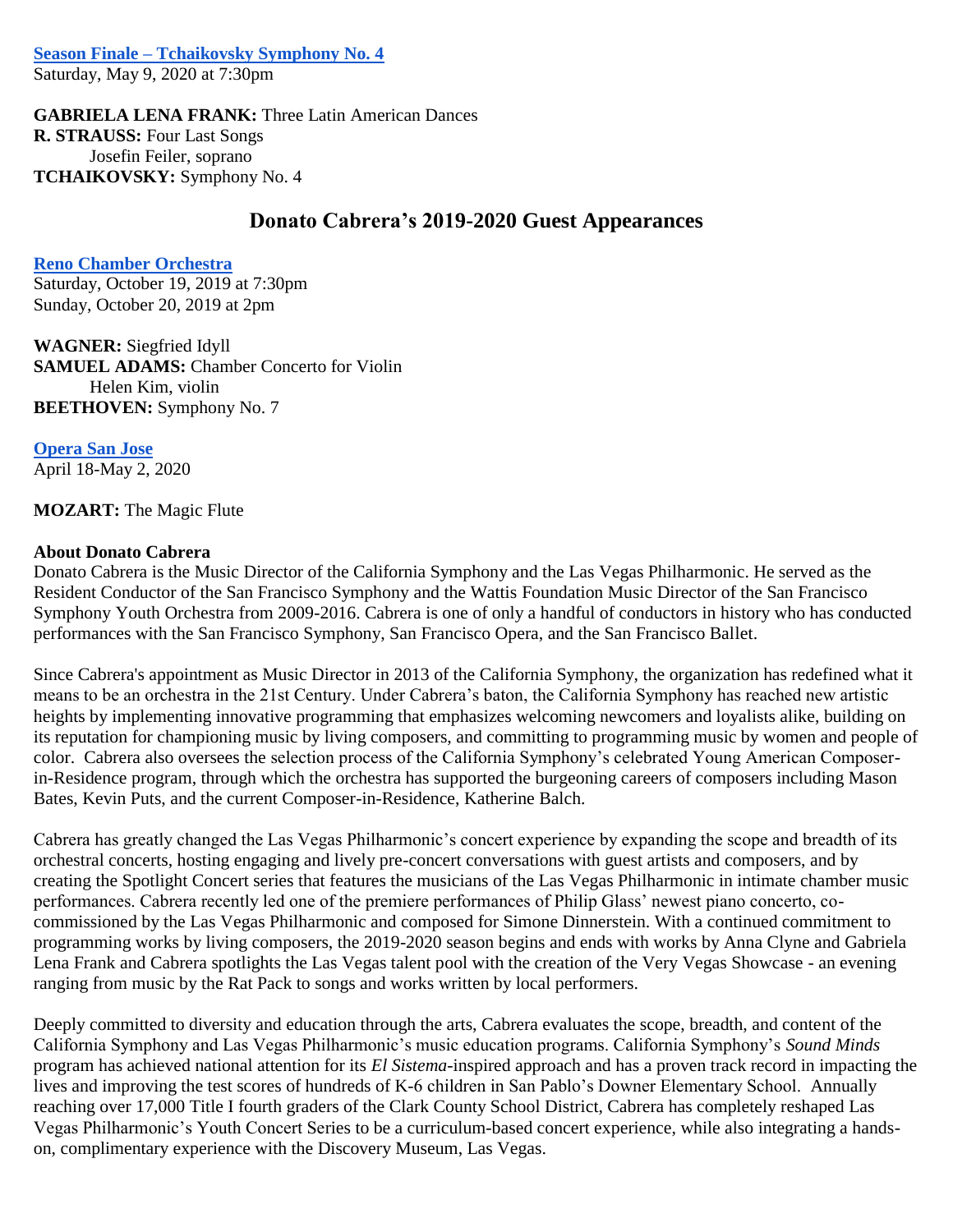**Season Finale – Tchaikovsky Symphony No. 4**
Saturday, May 9, 2020 at 7:30pm

**GABRIELA LENA FRANK:** Three Latin American Dances
**R. STRAUSS:** Four Last Songs
Josefin Feiler, soprano
**TCHAIKOVSKY:** Symphony No. 4

## Donato Cabrera's 2019-2020 Guest Appearances

**Reno Chamber Orchestra**
Saturday, October 19, 2019 at 7:30pm
Sunday, October 20, 2019 at 2pm

**WAGNER:** Siegfried Idyll
**SAMUEL ADAMS:** Chamber Concerto for Violin
Helen Kim, violin
**BEETHOVEN:** Symphony No. 7

**Opera San Jose**
April 18-May 2, 2020

**MOZART:** The Magic Flute

**About Donato Cabrera**
Donato Cabrera is the Music Director of the California Symphony and the Las Vegas Philharmonic. He served as the Resident Conductor of the San Francisco Symphony and the Wattis Foundation Music Director of the San Francisco Symphony Youth Orchestra from 2009-2016. Cabrera is one of only a handful of conductors in history who has conducted performances with the San Francisco Symphony, San Francisco Opera, and the San Francisco Ballet.

Since Cabrera's appointment as Music Director in 2013 of the California Symphony, the organization has redefined what it means to be an orchestra in the 21st Century. Under Cabrera's baton, the California Symphony has reached new artistic heights by implementing innovative programming that emphasizes welcoming newcomers and loyalists alike, building on its reputation for championing music by living composers, and committing to programming music by women and people of color. Cabrera also oversees the selection process of the California Symphony's celebrated Young American Composer-in-Residence program, through which the orchestra has supported the burgeoning careers of composers including Mason Bates, Kevin Puts, and the current Composer-in-Residence, Katherine Balch.

Cabrera has greatly changed the Las Vegas Philharmonic's concert experience by expanding the scope and breadth of its orchestral concerts, hosting engaging and lively pre-concert conversations with guest artists and composers, and by creating the Spotlight Concert series that features the musicians of the Las Vegas Philharmonic in intimate chamber music performances. Cabrera recently led one of the premiere performances of Philip Glass' newest piano concerto, co-commissioned by the Las Vegas Philharmonic and composed for Simone Dinnerstein. With a continued commitment to programming works by living composers, the 2019-2020 season begins and ends with works by Anna Clyne and Gabriela Lena Frank and Cabrera spotlights the Las Vegas talent pool with the creation of the Very Vegas Showcase - an evening ranging from music by the Rat Pack to songs and works written by local performers.

Deeply committed to diversity and education through the arts, Cabrera evaluates the scope, breadth, and content of the California Symphony and Las Vegas Philharmonic's music education programs. California Symphony's *Sound Minds* program has achieved national attention for its *El Sistema*-inspired approach and has a proven track record in impacting the lives and improving the test scores of hundreds of K-6 children in San Pablo's Downer Elementary School. Annually reaching over 17,000 Title I fourth graders of the Clark County School District, Cabrera has completely reshaped Las Vegas Philharmonic's Youth Concert Series to be a curriculum-based concert experience, while also integrating a hands-on, complimentary experience with the Discovery Museum, Las Vegas.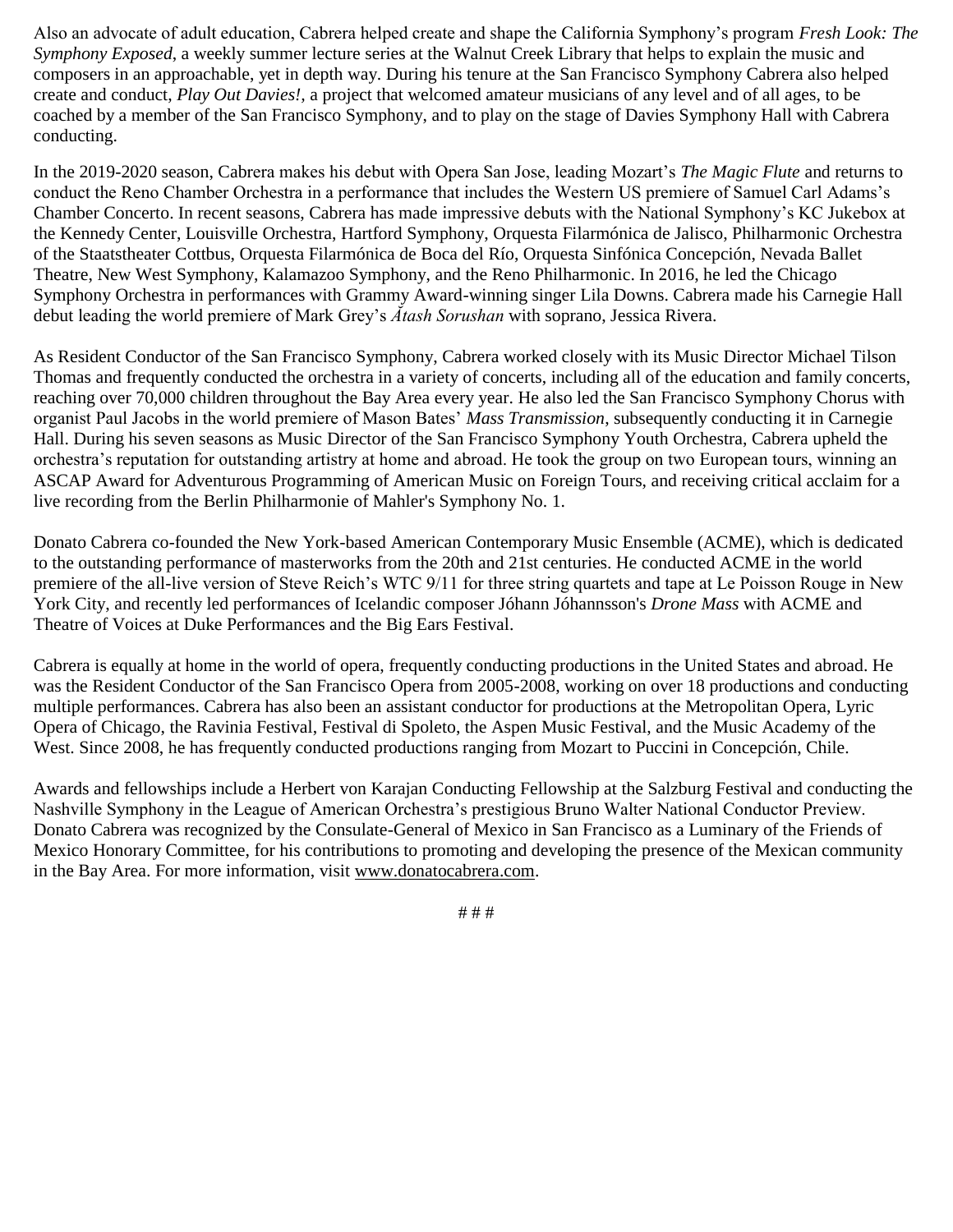Also an advocate of adult education, Cabrera helped create and shape the California Symphony's program *Fresh Look: The Symphony Exposed*, a weekly summer lecture series at the Walnut Creek Library that helps to explain the music and composers in an approachable, yet in depth way. During his tenure at the San Francisco Symphony Cabrera also helped create and conduct, *Play Out Davies!*, a project that welcomed amateur musicians of any level and of all ages, to be coached by a member of the San Francisco Symphony, and to play on the stage of Davies Symphony Hall with Cabrera conducting.

In the 2019-2020 season, Cabrera makes his debut with Opera San Jose, leading Mozart's *The Magic Flute* and returns to conduct the Reno Chamber Orchestra in a performance that includes the Western US premiere of Samuel Carl Adams's Chamber Concerto. In recent seasons, Cabrera has made impressive debuts with the National Symphony's KC Jukebox at the Kennedy Center, Louisville Orchestra, Hartford Symphony, Orquesta Filarmónica de Jalisco, Philharmonic Orchestra of the Staatstheater Cottbus, Orquesta Filarmónica de Boca del Río, Orquesta Sinfónica Concepción, Nevada Ballet Theatre, New West Symphony, Kalamazoo Symphony, and the Reno Philharmonic. In 2016, he led the Chicago Symphony Orchestra in performances with Grammy Award-winning singer Lila Downs. Cabrera made his Carnegie Hall debut leading the world premiere of Mark Grey's *Ātash Sorushan* with soprano, Jessica Rivera.

As Resident Conductor of the San Francisco Symphony, Cabrera worked closely with its Music Director Michael Tilson Thomas and frequently conducted the orchestra in a variety of concerts, including all of the education and family concerts, reaching over 70,000 children throughout the Bay Area every year. He also led the San Francisco Symphony Chorus with organist Paul Jacobs in the world premiere of Mason Bates' *Mass Transmission*, subsequently conducting it in Carnegie Hall. During his seven seasons as Music Director of the San Francisco Symphony Youth Orchestra, Cabrera upheld the orchestra's reputation for outstanding artistry at home and abroad. He took the group on two European tours, winning an ASCAP Award for Adventurous Programming of American Music on Foreign Tours, and receiving critical acclaim for a live recording from the Berlin Philharmonie of Mahler's Symphony No. 1.

Donato Cabrera co-founded the New York-based American Contemporary Music Ensemble (ACME), which is dedicated to the outstanding performance of masterworks from the 20th and 21st centuries. He conducted ACME in the world premiere of the all-live version of Steve Reich's WTC 9/11 for three string quartets and tape at Le Poisson Rouge in New York City, and recently led performances of Icelandic composer Jóhann Jóhannsson's *Drone Mass* with ACME and Theatre of Voices at Duke Performances and the Big Ears Festival.

Cabrera is equally at home in the world of opera, frequently conducting productions in the United States and abroad. He was the Resident Conductor of the San Francisco Opera from 2005-2008, working on over 18 productions and conducting multiple performances. Cabrera has also been an assistant conductor for productions at the Metropolitan Opera, Lyric Opera of Chicago, the Ravinia Festival, Festival di Spoleto, the Aspen Music Festival, and the Music Academy of the West. Since 2008, he has frequently conducted productions ranging from Mozart to Puccini in Concepción, Chile.

Awards and fellowships include a Herbert von Karajan Conducting Fellowship at the Salzburg Festival and conducting the Nashville Symphony in the League of American Orchestra's prestigious Bruno Walter National Conductor Preview. Donato Cabrera was recognized by the Consulate-General of Mexico in San Francisco as a Luminary of the Friends of Mexico Honorary Committee, for his contributions to promoting and developing the presence of the Mexican community in the Bay Area. For more information, visit www.donatocabrera.com.

# # #